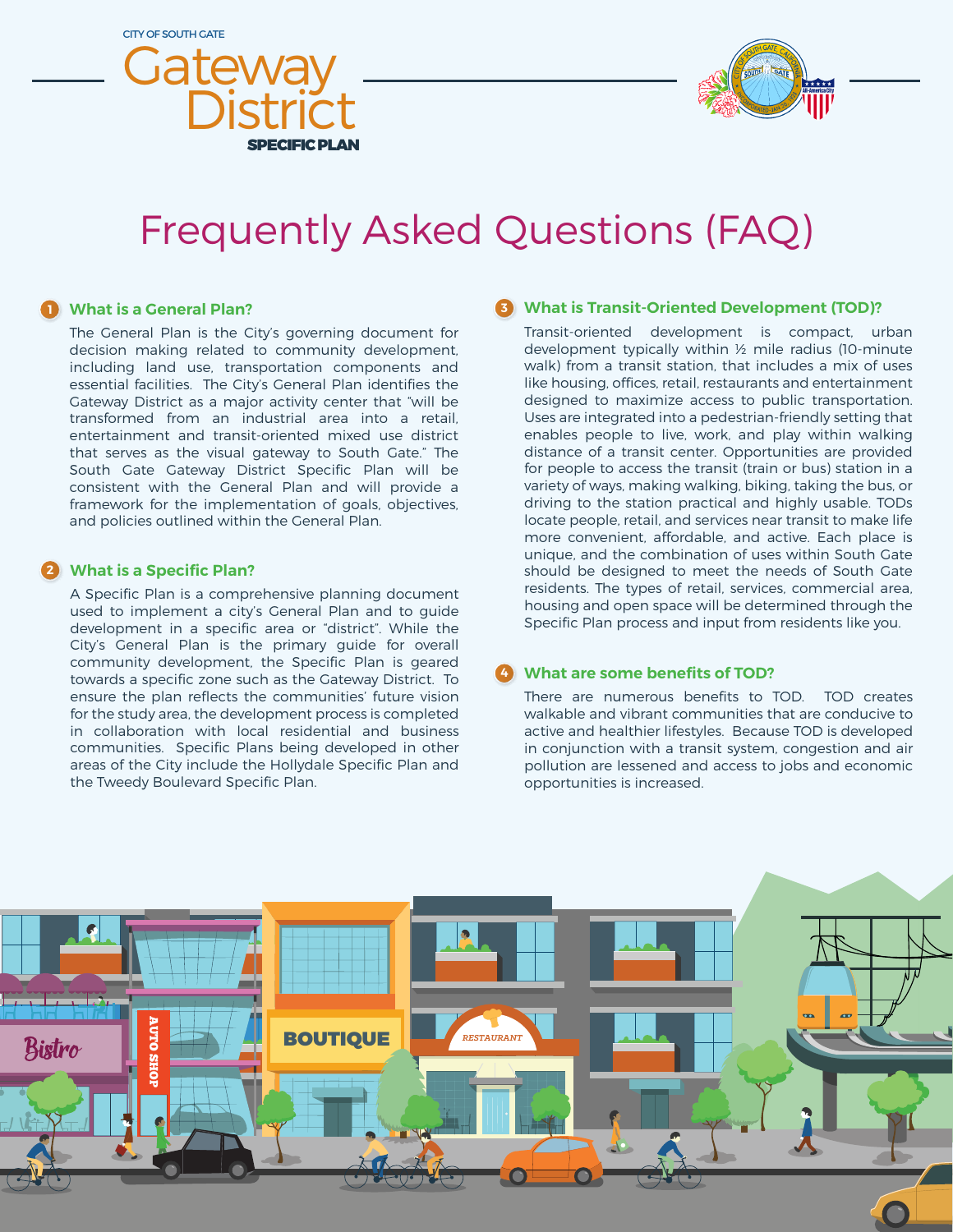CITY OF SOUTH GATE

# Gateway District SPECIFIC PLAN

# Frequently Asked Questions (FAQ)

## 1 What is a General Plan?

The General Plan is the City's governing document for decision making related to community development, including land use, transportation components and essential facilities. The City's General Plan identifies the Gateway District as a major activity center that "will be transformed from an industrial area into a retail, entertainment and transit-oriented mixed use district that serves as the visual gateway to South Gate." The South Gate Gateway District Specific Plan will be consistent with the General Plan and will provide a framework for the implementation of goals, objectives, and policies outlined within the General Plan.

## 2 What is a Specific Plan?

A Specific Plan is a comprehensive planning document used to implement a city's General Plan and to guide development in a specific area or "district". While the City's General Plan is the primary guide for overall community development, the Specific Plan is geared towards a specific zone such as the Gateway District. To ensure the plan reflects the communities' future vision for the study area, the development process is completed in collaboration with local residential and business communities. Specific Plans being developed in other areas of the City include the Hollydale Specific Plan and the Tweedy Boulevard Specific Plan.

## 3 What is Transit-Oriented Development (TOD)?

Transit-oriented development is compact, urban development typically within ½ mile radius (10-minute walk) from a transit station, that includes a mix of uses like housing, offices, retail, restaurants and entertainment designed to maximize access to public transportation. Uses are integrated into a pedestrian-friendly setting that enables people to live, work, and play within walking distance of a transit center. Opportunities are provided for people to access the transit (train or bus) station in a variety of ways, making walking, biking, taking the bus, or driving to the station practical and highly usable. TODs locate people, retail, and services near transit to make life more convenient, affordable, and active. Each place is unique, and the combination of uses within South Gate should be designed to meet the needs of South Gate residents. The types of retail, services, commercial area, housing and open space will be determined through the Specific Plan process and input from residents like you.

## 4 What are some benefits of TOD?

There are numerous benefits to TOD. TOD creates walkable and vibrant communities that are conducive to active and healthier lifestyles. Because TOD is developed in conjunction with a transit system, congestion and air pollution are lessened and access to jobs and economic opportunities is increased.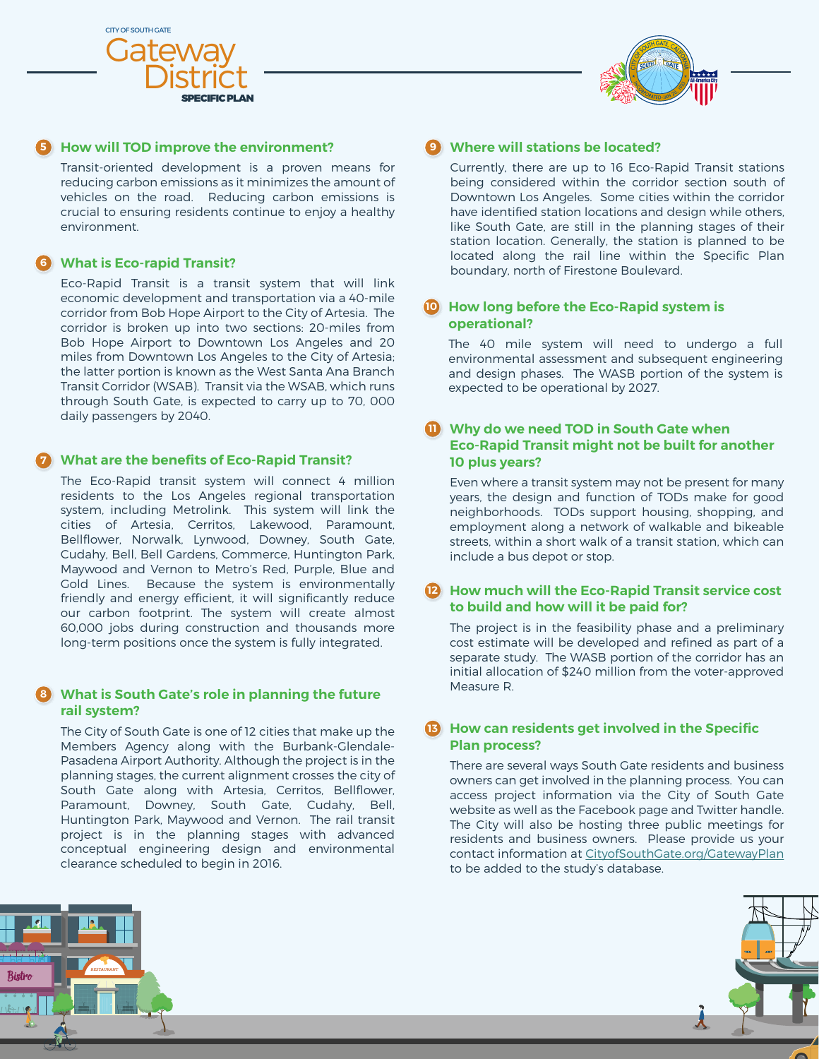CITY OF SOUTH GATE

# Gateway District SPECIFIC PLAN

## 5 How will TOD improve the environment?

Transit-oriented development is a proven means for reducing carbon emissions as it minimizes the amount of vehicles on the road. Reducing carbon emissions is crucial to ensuring residents continue to enjoy a healthy environment.

## 6 What is Eco-rapid Transit?

Eco-Rapid Transit is a transit system that will link economic development and transportation via a 40-mile corridor from Bob Hope Airport to the City of Artesia. The corridor is broken up into two sections: 20-miles from Bob Hope Airport to Downtown Los Angeles and 20 miles from Downtown Los Angeles to the City of Artesia; the latter portion is known as the West Santa Ana Branch Transit Corridor (WSAB). Transit via the WSAB, which runs through South Gate, is expected to carry up to 70, 000 daily passengers by 2040.

## 7 What are the benefits of Eco-Rapid Transit?

The Eco-Rapid transit system will connect 4 million residents to the Los Angeles regional transportation system, including Metrolink. This system will link the cities of Artesia, Cerritos, Lakewood, Paramount, Bellflower, Norwalk, Lynwood, Downey, South Gate, Cudahy, Bell, Bell Gardens, Commerce, Huntington Park, Maywood and Vernon to Metro's Red, Purple, Blue and Gold Lines. Because the system is environmentally friendly and energy efficient, it will significantly reduce our carbon footprint. The system will create almost 60,000 jobs during construction and thousands more long-term positions once the system is fully integrated.

## 8 What is South Gate's role in planning the future rail system?

The City of South Gate is one of 12 cities that make up the Members Agency along with the Burbank-Glendale-Pasadena Airport Authority. Although the project is in the planning stages, the current alignment crosses the city of South Gate along with Artesia, Cerritos, Bellflower, Paramount, Downey, South Gate, Cudahy, Bell, Huntington Park, Maywood and Vernon. The rail transit project is in the planning stages with advanced conceptual engineering design and environmental clearance scheduled to begin in 2016.

## 9 Where will stations be located?

Currently, there are up to 16 Eco-Rapid Transit stations being considered within the corridor section south of Downtown Los Angeles. Some cities within the corridor have identified station locations and design while others, like South Gate, are still in the planning stages of their station location. Generally, the station is planned to be located along the rail line within the Specific Plan boundary, north of Firestone Boulevard.

## 10 How long before the Eco-Rapid system is operational?

The 40 mile system will need to undergo a full environmental assessment and subsequent engineering and design phases. The WASB portion of the system is expected to be operational by 2027.

## 11 Why do we need TOD in South Gate when Eco-Rapid Transit might not be built for another 10 plus years?

Even where a transit system may not be present for many years, the design and function of TODs make for good neighborhoods. TODs support housing, shopping, and employment along a network of walkable and bikeable streets, within a short walk of a transit station, which can include a bus depot or stop.

## 12 How much will the Eco-Rapid Transit service cost to build and how will it be paid for?

The project is in the feasibility phase and a preliminary cost estimate will be developed and refined as part of a separate study. The WASB portion of the corridor has an initial allocation of $240 million from the voter-approved Measure R.

## 13 How can residents get involved in the Specific Plan process?

There are several ways South Gate residents and business owners can get involved in the planning process. You can access project information via the City of South Gate website as well as the Facebook page and Twitter handle. The City will also be hosting three public meetings for residents and business owners. Please provide us your contact information at CityofSouthGate.org/GatewayPlan to be added to the study's database.